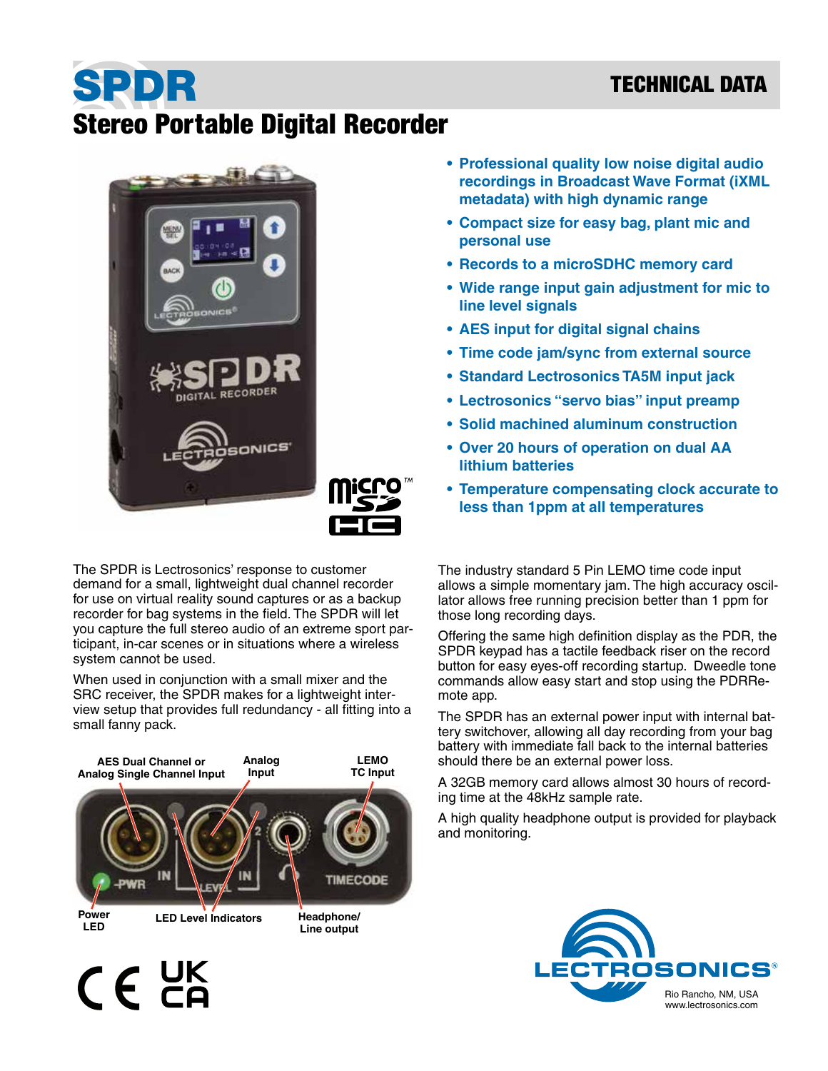# SPDR

## Stereo Portable Digital Recorder

TECHNICAL DATA

- **Professional quality low noise digital audio recordings in Broadcast Wave Format (iXML metadata) with high dynamic range**
- **Compact size for easy bag, plant mic and personal use**
- **Records to a microSDHC memory card**
- **Wide range input gain adjustment for mic to line level signals**
- **AES input for digital signal chains**
- **Time code jam/sync from external source**
- **Standard Lectrosonics TA5M input jack**
- **Lectrosonics "servo bias" input preamp**
- **Solid machined aluminum construction**
- **Over 20 hours of operation on dual AA lithium batteries**
- **Temperature compensating clock accurate to less than 1ppm at all temperatures**

The SPDR is Lectrosonics' response to customer demand for a small, lightweight dual channel recorder for use on virtual reality sound captures or as a backup recorder for bag systems in the field. The SPDR will let you capture the full stereo audio of an extreme sport participant, in-car scenes or in situations where a wireless system cannot be used.

When used in conjunction with a small mixer and the SRC receiver, the SPDR makes for a lightweight interview setup that provides full redundancy - all fitting into a small fanny pack.

AES Dual Channel or Analog Single Channel Input — Analog Input — LEMO TC Input

Power LED — LED Level Indicators — Headphone/ Line output

The industry standard 5 Pin LEMO time code input allows a simple momentary jam. The high accuracy oscillator allows free running precision better than 1 ppm for those long recording days.

Offering the same high definition display as the PDR, the SPDR keypad has a tactile feedback riser on the record button for easy eyes-off recording startup. Dweedle tone commands allow easy start and stop using the PDRRemote app.

The SPDR has an external power input with internal battery switchover, allowing all day recording from your bag battery with immediate fall back to the internal batteries should there be an external power loss.

A 32GB memory card allows almost 30 hours of recording time at the 48kHz sample rate.

A high quality headphone output is provided for playback and monitoring.

Rio Rancho, NM, USA
www.lectrosonics.com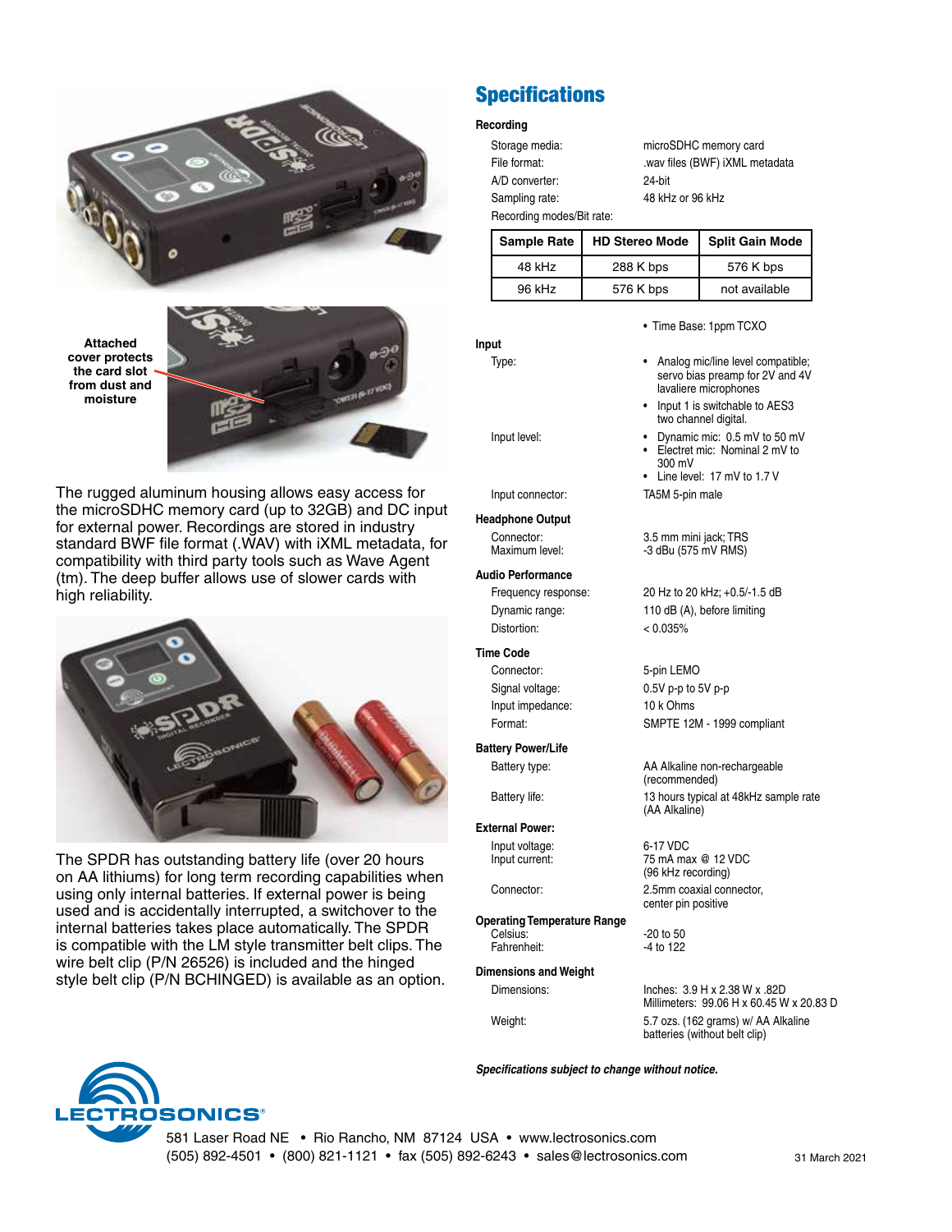Attached cover protects the card slot from dust and moisture

The rugged aluminum housing allows easy access for the microSDHC memory card (up to 32GB) and DC input for external power. Recordings are stored in industry standard BWF file format (.WAV) with iXML metadata, for compatibility with third party tools such as Wave Agent (tm). The deep buffer allows use of slower cards with high reliability.

The SPDR has outstanding battery life (over 20 hours on AA lithiums) for long term recording capabilities when using only internal batteries. If external power is being used and is accidentally interrupted, a switchover to the internal batteries takes place automatically. The SPDR is compatible with the LM style transmitter belt clips. The wire belt clip (P/N 26526) is included and the hinged style belt clip (P/N BCHINGED) is available as an option.

## Specifications

### Recording

| | |
|---|---|
| Storage media: | microSDHC memory card |
| File format: | .wav files (BWF) iXML metadata |
| A/D converter: | 24-bit |
| Sampling rate: | 48 kHz or 96 kHz |

Recording modes/Bit rate:

| Sample Rate | HD Stereo Mode | Split Gain Mode |
|---|---|---|
| 48 kHz | 288 K bps | 576 K bps |
| 96 kHz | 576 K bps | not available |

- Time Base: 1ppm TCXO

### Input

| | |
|---|---|
| Type: | • Analog mic/line level compatible; servo bias preamp for 2V and 4V lavaliere microphones<br>• Input 1 is switchable to AES3 two channel digital. |
| Input level: | • Dynamic mic: 0.5 mV to 50 mV<br>• Electret mic: Nominal 2 mV to 300 mV<br>• Line level: 17 mV to 1.7 V |
| Input connector: | TA5M 5-pin male |

### Headphone Output

| | |
|---|---|
| Connector: | 3.5 mm mini jack; TRS |
| Maximum level: | -3 dBu (575 mV RMS) |

### Audio Performance

| | |
|---|---|
| Frequency response: | 20 Hz to 20 kHz; +0.5/-1.5 dB |
| Dynamic range: | 110 dB (A), before limiting |
| Distortion: | < 0.035% |

### Time Code

| | |
|---|---|
| Connector: | 5-pin LEMO |
| Signal voltage: | 0.5V p-p to 5V p-p |
| Input impedance: | 10 k Ohms |
| Format: | SMPTE 12M - 1999 compliant |

### Battery Power/Life

| | |
|---|---|
| Battery type: | AA Alkaline non-rechargeable (recommended) |
| Battery life: | 13 hours typical at 48kHz sample rate (AA Alkaline) |

### External Power:

| | |
|---|---|
| Input voltage: | 6-17 VDC |
| Input current: | 75 mA max @ 12 VDC (96 kHz recording) |
| Connector: | 2.5mm coaxial connector, center pin positive |

### Operating Temperature Range

| | |
|---|---|
| Celsius: | -20 to 50 |
| Fahrenheit: | -4 to 122 |

### Dimensions and Weight

| | |
|---|---|
| Dimensions: | Inches: 3.9 H x 2.38 W x .82D<br>Millimeters: 99.06 H x 60.45 W x 20.83 D |
| Weight: | 5.7 ozs. (162 grams) w/ AA Alkaline batteries (without belt clip) |

***Specifications subject to change without notice.***

LECTROSONICS®

581 Laser Road NE • Rio Rancho, NM 87124 USA • www.lectrosonics.com
(505) 892-4501 • (800) 821-1121 • fax (505) 892-6243 • sales@lectrosonics.com

31 March 2021